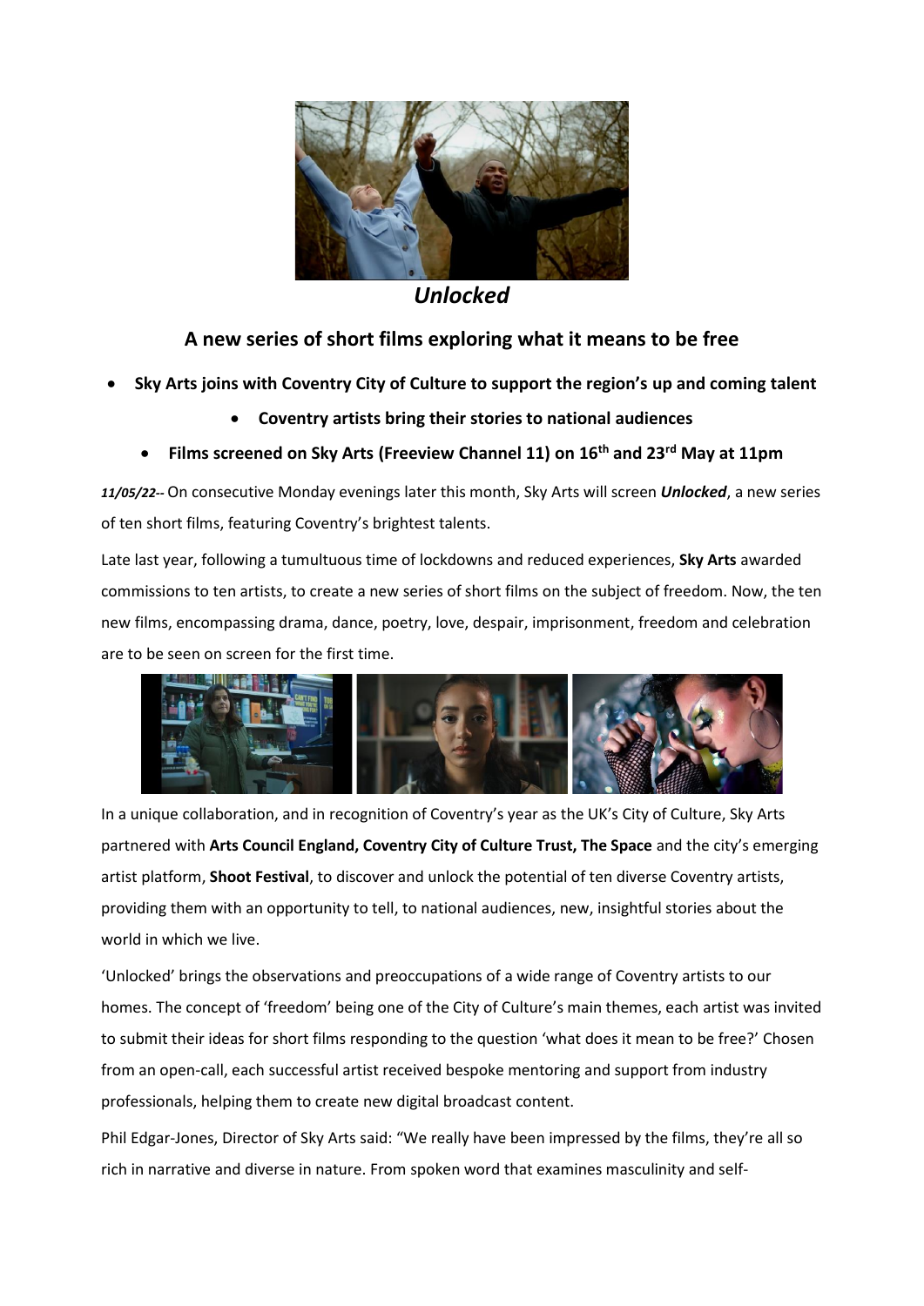# *Unlocked*

## A new series of short films exploring what it means to be free

- **Sky Arts joins with Coventry City of Culture to support the region's up and coming talent**
- **Coventry artists bring their stories to national audiences**
- **Films screened on Sky Arts (Freeview Channel 11) on 16th and 23rd May at 11pm**

***11/05/22--*** On consecutive Monday evenings later this month, Sky Arts will screen ***Unlocked***, a new series of ten short films, featuring Coventry's brightest talents.

Late last year, following a tumultuous time of lockdowns and reduced experiences, **Sky Arts** awarded commissions to ten artists, to create a new series of short films on the subject of freedom. Now, the ten new films, encompassing drama, dance, poetry, love, despair, imprisonment, freedom and celebration are to be seen on screen for the first time.

In a unique collaboration, and in recognition of Coventry's year as the UK's City of Culture, Sky Arts partnered with **Arts Council England, Coventry City of Culture Trust, The Space** and the city's emerging artist platform, **Shoot Festival**, to discover and unlock the potential of ten diverse Coventry artists, providing them with an opportunity to tell, to national audiences, new, insightful stories about the world in which we live.

'Unlocked' brings the observations and preoccupations of a wide range of Coventry artists to our homes. The concept of 'freedom' being one of the City of Culture's main themes, each artist was invited to submit their ideas for short films responding to the question 'what does it mean to be free?' Chosen from an open-call, each successful artist received bespoke mentoring and support from industry professionals, helping them to create new digital broadcast content.

Phil Edgar-Jones, Director of Sky Arts said: "We really have been impressed by the films, they're all so rich in narrative and diverse in nature. From spoken word that examines masculinity and self-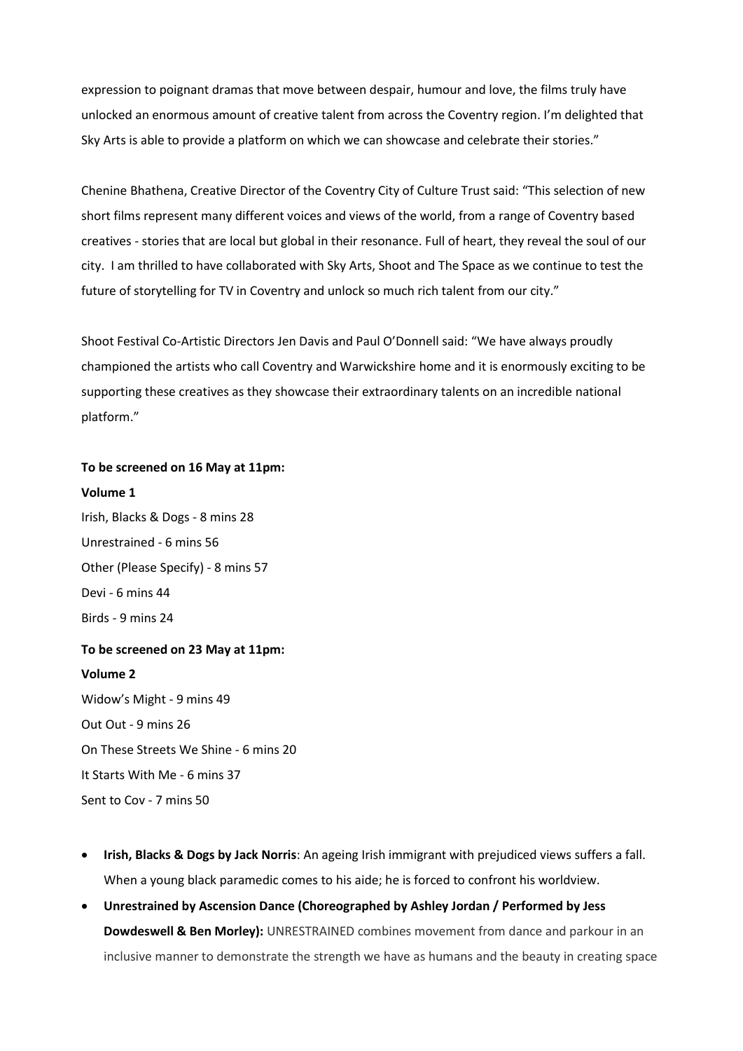expression to poignant dramas that move between despair, humour and love, the films truly have unlocked an enormous amount of creative talent from across the Coventry region. I'm delighted that Sky Arts is able to provide a platform on which we can showcase and celebrate their stories."

Chenine Bhathena, Creative Director of the Coventry City of Culture Trust said: "This selection of new short films represent many different voices and views of the world, from a range of Coventry based creatives - stories that are local but global in their resonance. Full of heart, they reveal the soul of our city. I am thrilled to have collaborated with Sky Arts, Shoot and The Space as we continue to test the future of storytelling for TV in Coventry and unlock so much rich talent from our city."

Shoot Festival Co-Artistic Directors Jen Davis and Paul O'Donnell said: "We have always proudly championed the artists who call Coventry and Warwickshire home and it is enormously exciting to be supporting these creatives as they showcase their extraordinary talents on an incredible national platform."

**To be screened on 16 May at 11pm:**

**Volume 1**

Irish, Blacks & Dogs - 8 mins 28
Unrestrained - 6 mins 56
Other (Please Specify) - 8 mins 57
Devi - 6 mins 44
Birds - 9 mins 24

**To be screened on 23 May at 11pm:**

**Volume 2**

Widow's Might - 9 mins 49
Out Out - 9 mins 26
On These Streets We Shine - 6 mins 20
It Starts With Me - 6 mins 37
Sent to Cov - 7 mins 50

- **Irish, Blacks & Dogs by Jack Norris**: An ageing Irish immigrant with prejudiced views suffers a fall. When a young black paramedic comes to his aide; he is forced to confront his worldview.
- **Unrestrained by Ascension Dance (Choreographed by Ashley Jordan / Performed by Jess Dowdeswell & Ben Morley):** UNRESTRAINED combines movement from dance and parkour in an inclusive manner to demonstrate the strength we have as humans and the beauty in creating space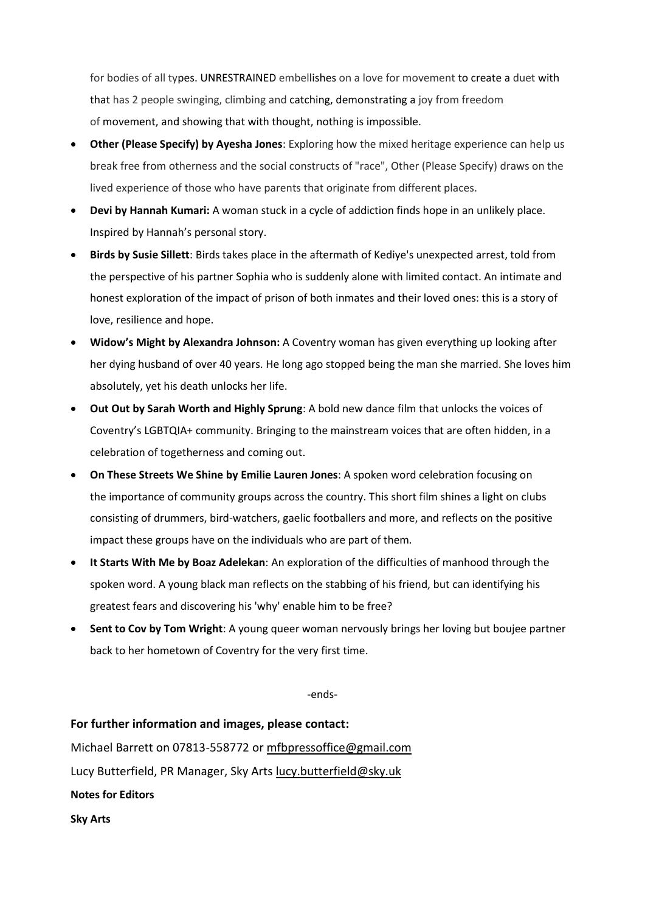for bodies of all types. UNRESTRAINED embellishes on a love for movement to create a duet with that has 2 people swinging, climbing and catching, demonstrating a joy from freedom of movement, and showing that with thought, nothing is impossible.

- **Other (Please Specify) by Ayesha Jones**: Exploring how the mixed heritage experience can help us break free from otherness and the social constructs of "race", Other (Please Specify) draws on the lived experience of those who have parents that originate from different places.
- **Devi by Hannah Kumari:** A woman stuck in a cycle of addiction finds hope in an unlikely place. Inspired by Hannah's personal story.
- **Birds by Susie Sillett**: Birds takes place in the aftermath of Kediye's unexpected arrest, told from the perspective of his partner Sophia who is suddenly alone with limited contact. An intimate and honest exploration of the impact of prison of both inmates and their loved ones: this is a story of love, resilience and hope.
- **Widow's Might by Alexandra Johnson:** A Coventry woman has given everything up looking after her dying husband of over 40 years. He long ago stopped being the man she married. She loves him absolutely, yet his death unlocks her life.
- **Out Out by Sarah Worth and Highly Sprung**: A bold new dance film that unlocks the voices of Coventry's LGBTQIA+ community. Bringing to the mainstream voices that are often hidden, in a celebration of togetherness and coming out.
- **On These Streets We Shine by Emilie Lauren Jones**: A spoken word celebration focusing on the importance of community groups across the country. This short film shines a light on clubs consisting of drummers, bird-watchers, gaelic footballers and more, and reflects on the positive impact these groups have on the individuals who are part of them.
- **It Starts With Me by Boaz Adelekan**: An exploration of the difficulties of manhood through the spoken word. A young black man reflects on the stabbing of his friend, but can identifying his greatest fears and discovering his 'why' enable him to be free?
- **Sent to Cov by Tom Wright**: A young queer woman nervously brings her loving but boujee partner back to her hometown of Coventry for the very first time.

-ends-

**For further information and images, please contact:**

Michael Barrett on 07813-558772 or mfbpressoffice@gmail.com

Lucy Butterfield, PR Manager, Sky Arts lucy.butterfield@sky.uk

**Notes for Editors**

**Sky Arts**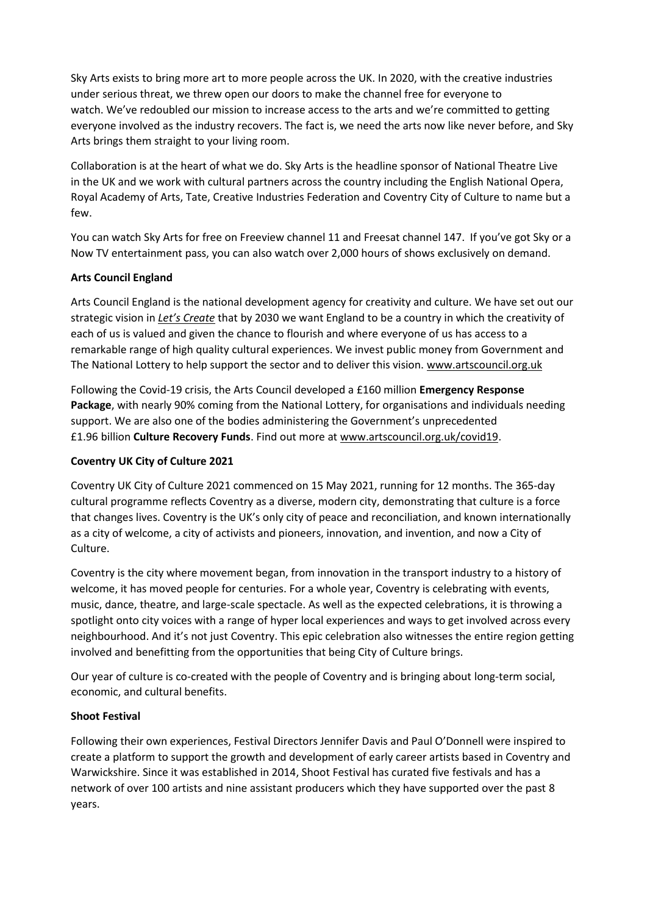Sky Arts exists to bring more art to more people across the UK. In 2020, with the creative industries under serious threat, we threw open our doors to make the channel free for everyone to watch. We've redoubled our mission to increase access to the arts and we're committed to getting everyone involved as the industry recovers. The fact is, we need the arts now like never before, and Sky Arts brings them straight to your living room.

Collaboration is at the heart of what we do. Sky Arts is the headline sponsor of National Theatre Live in the UK and we work with cultural partners across the country including the English National Opera, Royal Academy of Arts, Tate, Creative Industries Federation and Coventry City of Culture to name but a few.

You can watch Sky Arts for free on Freeview channel 11 and Freesat channel 147. If you've got Sky or a Now TV entertainment pass, you can also watch over 2,000 hours of shows exclusively on demand.

**Arts Council England**

Arts Council England is the national development agency for creativity and culture. We have set out our strategic vision in *Let's Create* that by 2030 we want England to be a country in which the creativity of each of us is valued and given the chance to flourish and where everyone of us has access to a remarkable range of high quality cultural experiences. We invest public money from Government and The National Lottery to help support the sector and to deliver this vision. www.artscouncil.org.uk

Following the Covid-19 crisis, the Arts Council developed a £160 million **Emergency Response Package**, with nearly 90% coming from the National Lottery, for organisations and individuals needing support. We are also one of the bodies administering the Government's unprecedented £1.96 billion **Culture Recovery Funds**. Find out more at www.artscouncil.org.uk/covid19.

**Coventry UK City of Culture 2021**

Coventry UK City of Culture 2021 commenced on 15 May 2021, running for 12 months. The 365-day cultural programme reflects Coventry as a diverse, modern city, demonstrating that culture is a force that changes lives. Coventry is the UK's only city of peace and reconciliation, and known internationally as a city of welcome, a city of activists and pioneers, innovation, and invention, and now a City of Culture.

Coventry is the city where movement began, from innovation in the transport industry to a history of welcome, it has moved people for centuries. For a whole year, Coventry is celebrating with events, music, dance, theatre, and large-scale spectacle. As well as the expected celebrations, it is throwing a spotlight onto city voices with a range of hyper local experiences and ways to get involved across every neighbourhood. And it's not just Coventry. This epic celebration also witnesses the entire region getting involved and benefitting from the opportunities that being City of Culture brings.

Our year of culture is co-created with the people of Coventry and is bringing about long-term social, economic, and cultural benefits.

**Shoot Festival**

Following their own experiences, Festival Directors Jennifer Davis and Paul O'Donnell were inspired to create a platform to support the growth and development of early career artists based in Coventry and Warwickshire. Since it was established in 2014, Shoot Festival has curated five festivals and has a network of over 100 artists and nine assistant producers which they have supported over the past 8 years.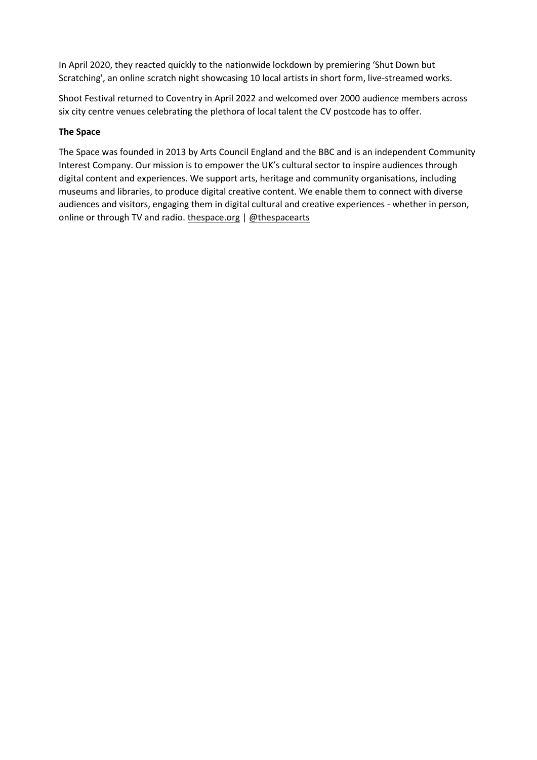In April 2020, they reacted quickly to the nationwide lockdown by premiering 'Shut Down but Scratching', an online scratch night showcasing 10 local artists in short form, live-streamed works.

Shoot Festival returned to Coventry in April 2022 and welcomed over 2000 audience members across six city centre venues celebrating the plethora of local talent the CV postcode has to offer.

**The Space**

The Space was founded in 2013 by Arts Council England and the BBC and is an independent Community Interest Company. Our mission is to empower the UK's cultural sector to inspire audiences through digital content and experiences. We support arts, heritage and community organisations, including museums and libraries, to produce digital creative content. We enable them to connect with diverse audiences and visitors, engaging them in digital cultural and creative experiences - whether in person, online or through TV and radio. thespace.org | @thespacearts